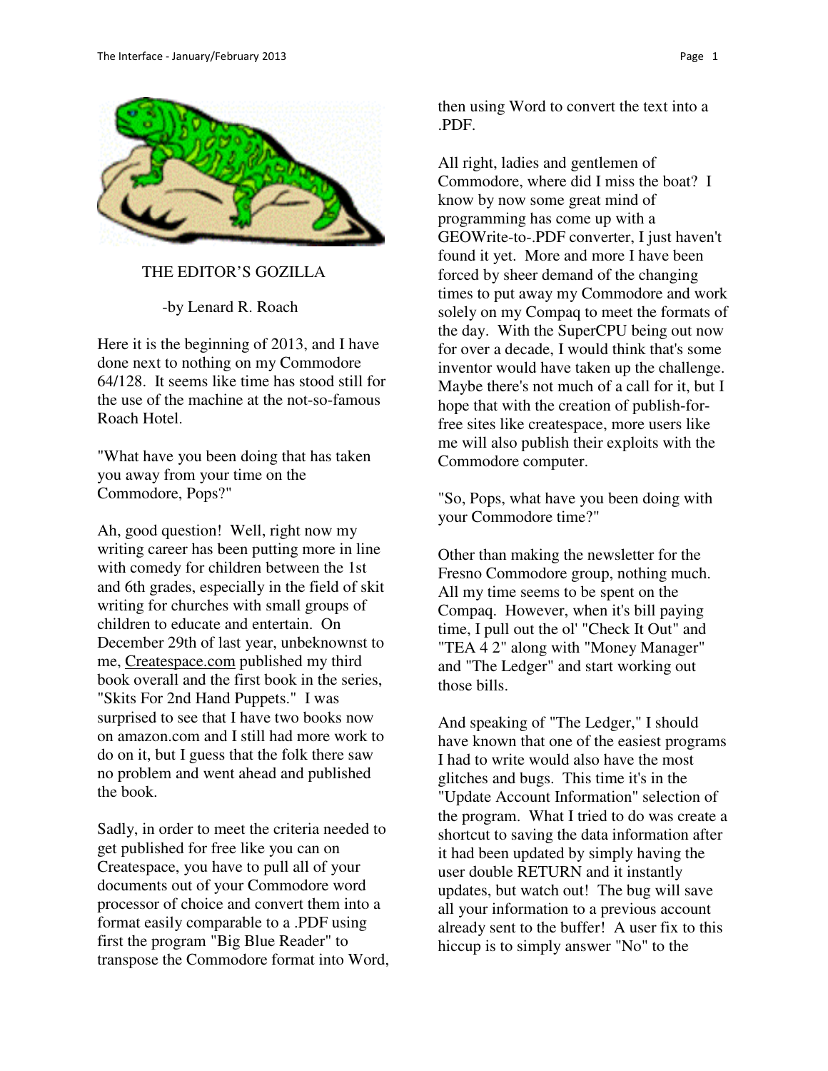# THE EDITOR'S GOZILLA

-by Lenard R. Roach

Here it is the beginning of 2013, and I have done next to nothing on my Commodore 64/128. It seems like time has stood still for the use of the machine at the not-so-famous Roach Hotel.

"What have you been doing that has taken you away from your time on the Commodore, Pops?"

Ah, good question! Well, right now my writing career has been putting more in line with comedy for children between the 1st and 6th grades, especially in the field of skit writing for churches with small groups of children to educate and entertain. On December 29th of last year, unbeknownst to me, Createspace.com published my third book overall and the first book in the series, "Skits For 2nd Hand Puppets." I was surprised to see that I have two books now on amazon.com and I still had more work to do on it, but I guess that the folk there saw no problem and went ahead and published the book.

Sadly, in order to meet the criteria needed to get published for free like you can on Createspace, you have to pull all of your documents out of your Commodore word processor of choice and convert them into a format easily comparable to a .PDF using first the program "Big Blue Reader" to transpose the Commodore format into Word, then using Word to convert the text into a .PDF.

All right, ladies and gentlemen of Commodore, where did I miss the boat? I know by now some great mind of programming has come up with a GEOWrite-to-.PDF converter, I just haven't found it yet. More and more I have been forced by sheer demand of the changing times to put away my Commodore and work solely on my Compaq to meet the formats of the day. With the SuperCPU being out now for over a decade, I would think that's some inventor would have taken up the challenge. Maybe there's not much of a call for it, but I hope that with the creation of publish-for-free sites like createspace, more users like me will also publish their exploits with the Commodore computer.

"So, Pops, what have you been doing with your Commodore time?"

Other than making the newsletter for the Fresno Commodore group, nothing much. All my time seems to be spent on the Compaq. However, when it's bill paying time, I pull out the ol' "Check It Out" and "TEA 4 2" along with "Money Manager" and "The Ledger" and start working out those bills.

And speaking of "The Ledger," I should have known that one of the easiest programs I had to write would also have the most glitches and bugs. This time it's in the "Update Account Information" selection of the program. What I tried to do was create a shortcut to saving the data information after it had been updated by simply having the user double RETURN and it instantly updates, but watch out! The bug will save all your information to a previous account already sent to the buffer! A user fix to this hiccup is to simply answer "No" to the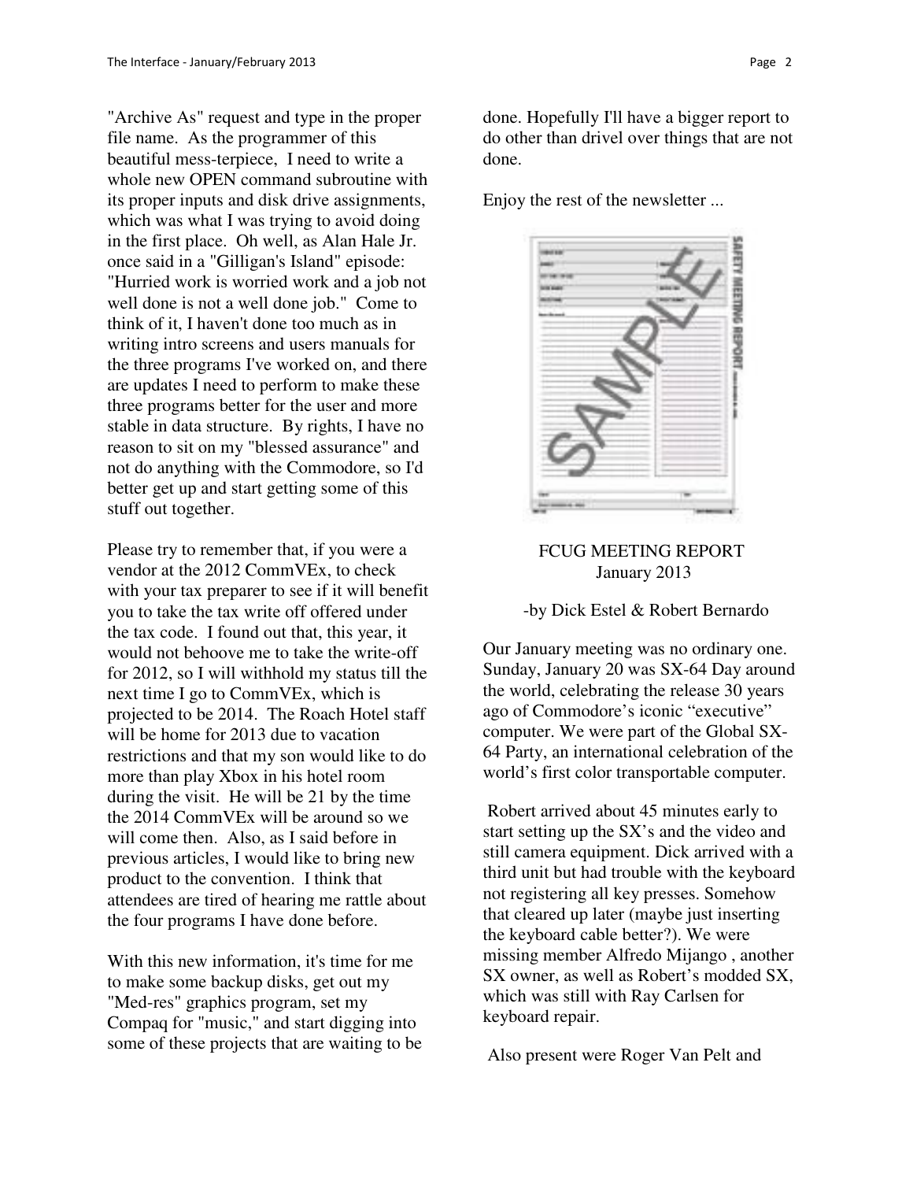"Archive As" request and type in the proper file name. As the programmer of this beautiful mess-terpiece, I need to write a whole new OPEN command subroutine with its proper inputs and disk drive assignments, which was what I was trying to avoid doing in the first place. Oh well, as Alan Hale Jr. once said in a "Gilligan's Island" episode: "Hurried work is worried work and a job not well done is not a well done job." Come to think of it, I haven't done too much as in writing intro screens and users manuals for the three programs I've worked on, and there are updates I need to perform to make these three programs better for the user and more stable in data structure. By rights, I have no reason to sit on my "blessed assurance" and not do anything with the Commodore, so I'd better get up and start getting some of this stuff out together.

Please try to remember that, if you were a vendor at the 2012 CommVEx, to check with your tax preparer to see if it will benefit you to take the tax write off offered under the tax code. I found out that, this year, it would not behoove me to take the write-off for 2012, so I will withhold my status till the next time I go to CommVEx, which is projected to be 2014. The Roach Hotel staff will be home for 2013 due to vacation restrictions and that my son would like to do more than play Xbox in his hotel room during the visit. He will be 21 by the time the 2014 CommVEx will be around so we will come then. Also, as I said before in previous articles, I would like to bring new product to the convention. I think that attendees are tired of hearing me rattle about the four programs I have done before.

With this new information, it's time for me to make some backup disks, get out my "Med-res" graphics program, set my Compaq for "music," and start digging into some of these projects that are waiting to be done. Hopefully I'll have a bigger report to do other than drivel over things that are not done.

Enjoy the rest of the newsletter ...

## FCUG MEETING REPORT
### January 2013

-by Dick Estel & Robert Bernardo

Our January meeting was no ordinary one. Sunday, January 20 was SX-64 Day around the world, celebrating the release 30 years ago of Commodore's iconic "executive" computer. We were part of the Global SX-64 Party, an international celebration of the world's first color transportable computer.

Robert arrived about 45 minutes early to start setting up the SX's and the video and still camera equipment. Dick arrived with a third unit but had trouble with the keyboard not registering all key presses. Somehow that cleared up later (maybe just inserting the keyboard cable better?). We were missing member Alfredo Mijango , another SX owner, as well as Robert's modded SX, which was still with Ray Carlsen for keyboard repair.

Also present were Roger Van Pelt and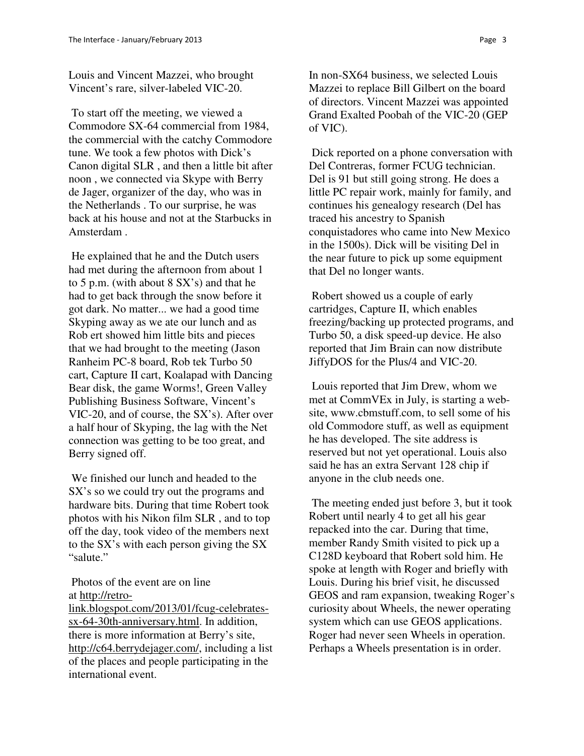Louis and Vincent Mazzei, who brought Vincent's rare, silver-labeled VIC-20.

To start off the meeting, we viewed a Commodore SX-64 commercial from 1984, the commercial with the catchy Commodore tune. We took a few photos with Dick's Canon digital SLR , and then a little bit after noon , we connected via Skype with Berry de Jager, organizer of the day, who was in the Netherlands . To our surprise, he was back at his house and not at the Starbucks in Amsterdam .

He explained that he and the Dutch users had met during the afternoon from about 1 to 5 p.m. (with about 8 SX's) and that he had to get back through the snow before it got dark. No matter... we had a good time Skyping away as we ate our lunch and as Rob ert showed him little bits and pieces that we had brought to the meeting (Jason Ranheim PC-8 board, Rob tek Turbo 50 cart, Capture II cart, Koalapad with Dancing Bear disk, the game Worms!, Green Valley Publishing Business Software, Vincent's VIC-20, and of course, the SX's). After over a half hour of Skyping, the lag with the Net connection was getting to be too great, and Berry signed off.

We finished our lunch and headed to the SX's so we could try out the programs and hardware bits. During that time Robert took photos with his Nikon film SLR , and to top off the day, took video of the members next to the SX's with each person giving the SX "salute."

Photos of the event are on line at http://retro-link.blogspot.com/2013/01/fcug-celebrates-sx-64-30th-anniversary.html. In addition, there is more information at Berry's site, http://c64.berrydejager.com/, including a list of the places and people participating in the international event.

In non-SX64 business, we selected Louis Mazzei to replace Bill Gilbert on the board of directors. Vincent Mazzei was appointed Grand Exalted Poobah of the VIC-20 (GEP of VIC).

Dick reported on a phone conversation with Del Contreras, former FCUG technician. Del is 91 but still going strong. He does a little PC repair work, mainly for family, and continues his genealogy research (Del has traced his ancestry to Spanish conquistadores who came into New Mexico in the 1500s). Dick will be visiting Del in the near future to pick up some equipment that Del no longer wants.

Robert showed us a couple of early cartridges, Capture II, which enables freezing/backing up protected programs, and Turbo 50, a disk speed-up device. He also reported that Jim Brain can now distribute JiffyDOS for the Plus/4 and VIC-20.

Louis reported that Jim Drew, whom we met at CommVEx in July, is starting a web-site, www.cbmstuff.com, to sell some of his old Commodore stuff, as well as equipment he has developed. The site address is reserved but not yet operational. Louis also said he has an extra Servant 128 chip if anyone in the club needs one.

The meeting ended just before 3, but it took Robert until nearly 4 to get all his gear repacked into the car. During that time, member Randy Smith visited to pick up a C128D keyboard that Robert sold him. He spoke at length with Roger and briefly with Louis. During his brief visit, he discussed GEOS and ram expansion, tweaking Roger's curiosity about Wheels, the newer operating system which can use GEOS applications. Roger had never seen Wheels in operation. Perhaps a Wheels presentation is in order.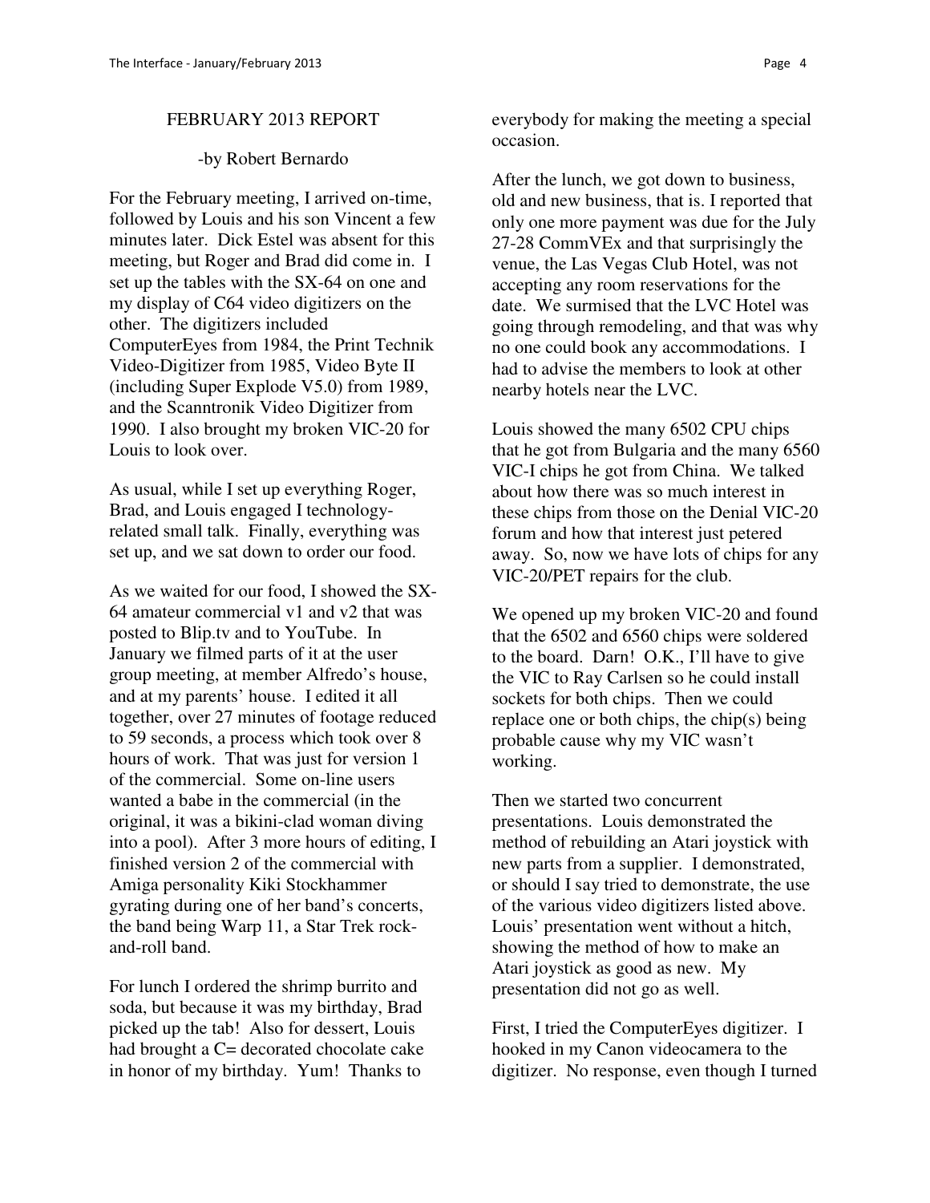## FEBRUARY 2013 REPORT

-by Robert Bernardo

For the February meeting, I arrived on-time, followed by Louis and his son Vincent a few minutes later. Dick Estel was absent for this meeting, but Roger and Brad did come in. I set up the tables with the SX-64 on one and my display of C64 video digitizers on the other. The digitizers included ComputerEyes from 1984, the Print Technik Video-Digitizer from 1985, Video Byte II (including Super Explode V5.0) from 1989, and the Scanntronik Video Digitizer from 1990. I also brought my broken VIC-20 for Louis to look over.

As usual, while I set up everything Roger, Brad, and Louis engaged I technology-related small talk. Finally, everything was set up, and we sat down to order our food.

As we waited for our food, I showed the SX-64 amateur commercial v1 and v2 that was posted to Blip.tv and to YouTube. In January we filmed parts of it at the user group meeting, at member Alfredo's house, and at my parents' house. I edited it all together, over 27 minutes of footage reduced to 59 seconds, a process which took over 8 hours of work. That was just for version 1 of the commercial. Some on-line users wanted a babe in the commercial (in the original, it was a bikini-clad woman diving into a pool). After 3 more hours of editing, I finished version 2 of the commercial with Amiga personality Kiki Stockhammer gyrating during one of her band's concerts, the band being Warp 11, a Star Trek rock-and-roll band.

For lunch I ordered the shrimp burrito and soda, but because it was my birthday, Brad picked up the tab! Also for dessert, Louis had brought a C= decorated chocolate cake in honor of my birthday. Yum! Thanks to everybody for making the meeting a special occasion.

After the lunch, we got down to business, old and new business, that is. I reported that only one more payment was due for the July 27-28 CommVEx and that surprisingly the venue, the Las Vegas Club Hotel, was not accepting any room reservations for the date. We surmised that the LVC Hotel was going through remodeling, and that was why no one could book any accommodations. I had to advise the members to look at other nearby hotels near the LVC.

Louis showed the many 6502 CPU chips that he got from Bulgaria and the many 6560 VIC-I chips he got from China. We talked about how there was so much interest in these chips from those on the Denial VIC-20 forum and how that interest just petered away. So, now we have lots of chips for any VIC-20/PET repairs for the club.

We opened up my broken VIC-20 and found that the 6502 and 6560 chips were soldered to the board. Darn! O.K., I'll have to give the VIC to Ray Carlsen so he could install sockets for both chips. Then we could replace one or both chips, the chip(s) being probable cause why my VIC wasn't working.

Then we started two concurrent presentations. Louis demonstrated the method of rebuilding an Atari joystick with new parts from a supplier. I demonstrated, or should I say tried to demonstrate, the use of the various video digitizers listed above. Louis' presentation went without a hitch, showing the method of how to make an Atari joystick as good as new. My presentation did not go as well.

First, I tried the ComputerEyes digitizer. I hooked in my Canon videocamera to the digitizer. No response, even though I turned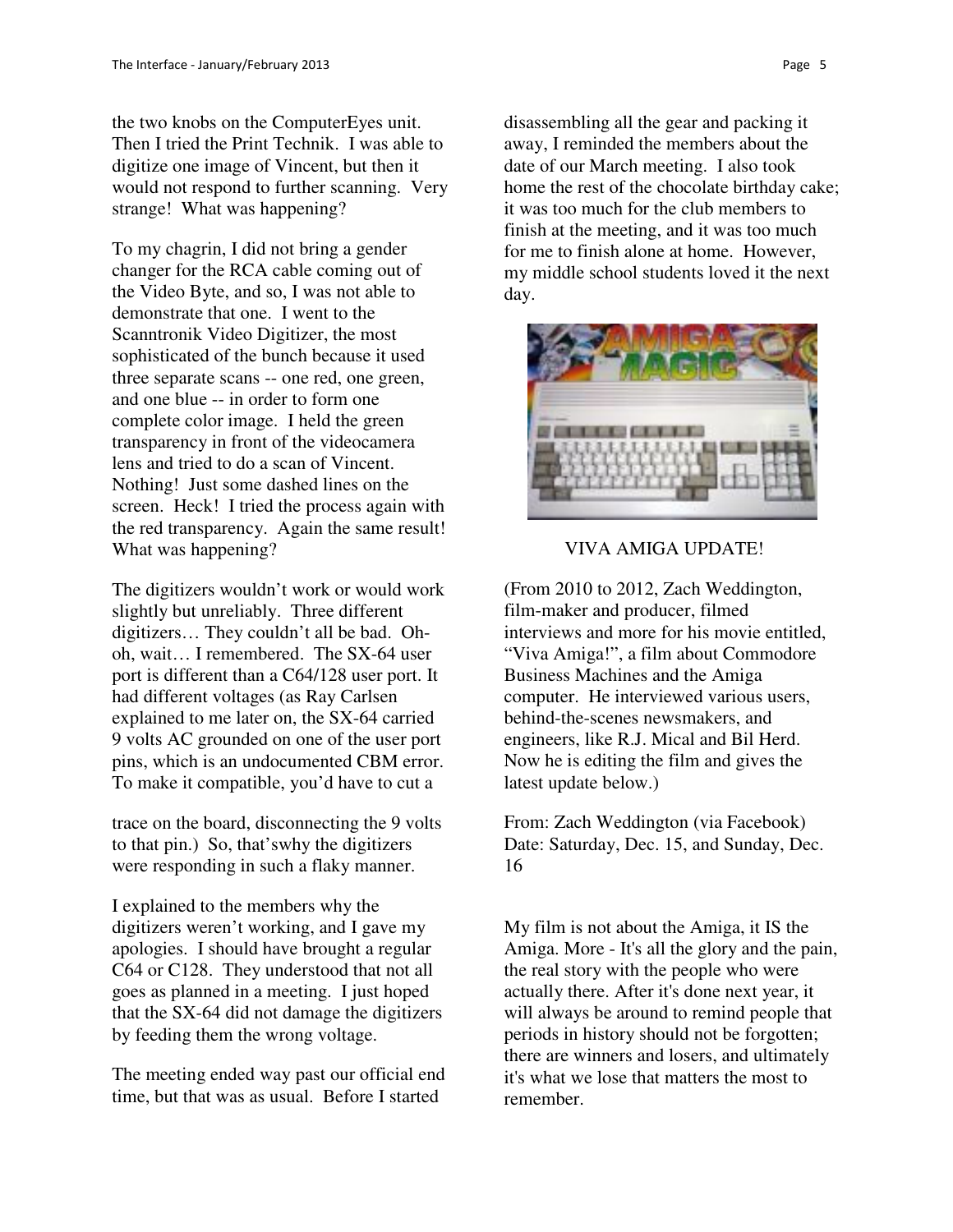the two knobs on the ComputerEyes unit. Then I tried the Print Technik. I was able to digitize one image of Vincent, but then it would not respond to further scanning. Very strange! What was happening?

To my chagrin, I did not bring a gender changer for the RCA cable coming out of the Video Byte, and so, I was not able to demonstrate that one. I went to the Scanntronik Video Digitizer, the most sophisticated of the bunch because it used three separate scans -- one red, one green, and one blue -- in order to form one complete color image. I held the green transparency in front of the videocamera lens and tried to do a scan of Vincent. Nothing! Just some dashed lines on the screen. Heck! I tried the process again with the red transparency. Again the same result! What was happening?

The digitizers wouldn't work or would work slightly but unreliably. Three different digitizers… They couldn't all be bad. Oh-oh, wait… I remembered. The SX-64 user port is different than a C64/128 user port. It had different voltages (as Ray Carlsen explained to me later on, the SX-64 carried 9 volts AC grounded on one of the user port pins, which is an undocumented CBM error. To make it compatible, you'd have to cut a trace on the board, disconnecting the 9 volts to that pin.) So, that'swhy the digitizers were responding in such a flaky manner.

I explained to the members why the digitizers weren't working, and I gave my apologies. I should have brought a regular C64 or C128. They understood that not all goes as planned in a meeting. I just hoped that the SX-64 did not damage the digitizers by feeding them the wrong voltage.

The meeting ended way past our official end time, but that was as usual. Before I started disassembling all the gear and packing it away, I reminded the members about the date of our March meeting. I also took home the rest of the chocolate birthday cake; it was too much for the club members to finish at the meeting, and it was too much for me to finish alone at home. However, my middle school students loved it the next day.

VIVA AMIGA UPDATE!

(From 2010 to 2012, Zach Weddington, film-maker and producer, filmed interviews and more for his movie entitled, "Viva Amiga!", a film about Commodore Business Machines and the Amiga computer. He interviewed various users, behind-the-scenes newsmakers, and engineers, like R.J. Mical and Bil Herd. Now he is editing the film and gives the latest update below.)

From: Zach Weddington (via Facebook)
Date: Saturday, Dec. 15, and Sunday, Dec. 16

My film is not about the Amiga, it IS the Amiga. More - It's all the glory and the pain, the real story with the people who were actually there. After it's done next year, it will always be around to remind people that periods in history should not be forgotten; there are winners and losers, and ultimately it's what we lose that matters the most to remember.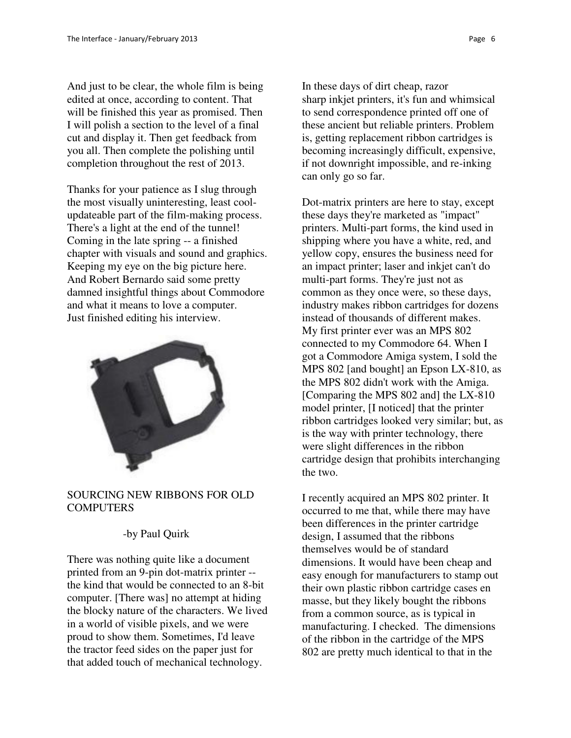And just to be clear, the whole film is being edited at once, according to content. That will be finished this year as promised. Then I will polish a section to the level of a final cut and display it. Then get feedback from you all. Then complete the polishing until completion throughout the rest of 2013.

Thanks for your patience as I slug through the most visually uninteresting, least cool-updateable part of the film-making process. There's a light at the end of the tunnel! Coming in the late spring -- a finished chapter with visuals and sound and graphics. Keeping my eye on the big picture here. And Robert Bernardo said some pretty damned insightful things about Commodore and what it means to love a computer. Just finished editing his interview.

## SOURCING NEW RIBBONS FOR OLD COMPUTERS

-by Paul Quirk

There was nothing quite like a document printed from an 9-pin dot-matrix printer -- the kind that would be connected to an 8-bit computer. [There was] no attempt at hiding the blocky nature of the characters. We lived in a world of visible pixels, and we were proud to show them. Sometimes, I'd leave the tractor feed sides on the paper just for that added touch of mechanical technology.

In these days of dirt cheap, razor sharp inkjet printers, it's fun and whimsical to send correspondence printed off one of these ancient but reliable printers. Problem is, getting replacement ribbon cartridges is becoming increasingly difficult, expensive, if not downright impossible, and re-inking can only go so far.

Dot-matrix printers are here to stay, except these days they're marketed as "impact" printers. Multi-part forms, the kind used in shipping where you have a white, red, and yellow copy, ensures the business need for an impact printer; laser and inkjet can't do multi-part forms. They're just not as common as they once were, so these days, industry makes ribbon cartridges for dozens instead of thousands of different makes. My first printer ever was an MPS 802 connected to my Commodore 64. When I got a Commodore Amiga system, I sold the MPS 802 [and bought] an Epson LX-810, as the MPS 802 didn't work with the Amiga. [Comparing the MPS 802 and] the LX-810 model printer, [I noticed] that the printer ribbon cartridges looked very similar; but, as is the way with printer technology, there were slight differences in the ribbon cartridge design that prohibits interchanging the two.

I recently acquired an MPS 802 printer. It occurred to me that, while there may have been differences in the printer cartridge design, I assumed that the ribbons themselves would be of standard dimensions. It would have been cheap and easy enough for manufacturers to stamp out their own plastic ribbon cartridge cases en masse, but they likely bought the ribbons from a common source, as is typical in manufacturing. I checked. The dimensions of the ribbon in the cartridge of the MPS 802 are pretty much identical to that in the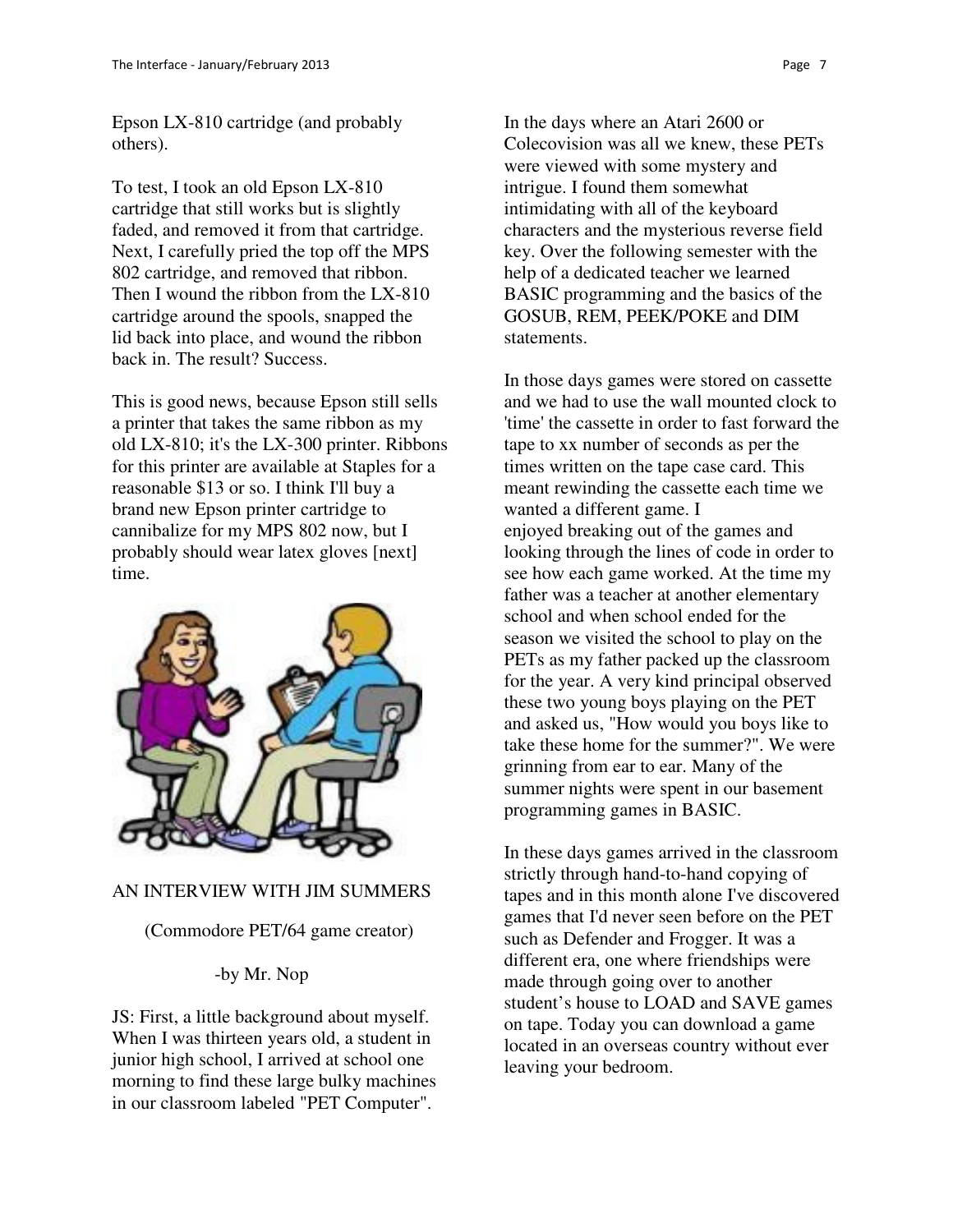Epson LX-810 cartridge (and probably others).

To test, I took an old Epson LX-810 cartridge that still works but is slightly faded, and removed it from that cartridge. Next, I carefully pried the top off the MPS 802 cartridge, and removed that ribbon. Then I wound the ribbon from the LX-810 cartridge around the spools, snapped the lid back into place, and wound the ribbon back in. The result? Success.

This is good news, because Epson still sells a printer that takes the same ribbon as my old LX-810; it's the LX-300 printer. Ribbons for this printer are available at Staples for a reasonable $13 or so. I think I'll buy a brand new Epson printer cartridge to cannibalize for my MPS 802 now, but I probably should wear latex gloves [next] time.

## AN INTERVIEW WITH JIM SUMMERS

(Commodore PET/64 game creator)

-by Mr. Nop

JS: First, a little background about myself. When I was thirteen years old, a student in junior high school, I arrived at school one morning to find these large bulky machines in our classroom labeled "PET Computer".

In the days where an Atari 2600 or Colecovision was all we knew, these PETs were viewed with some mystery and intrigue. I found them somewhat intimidating with all of the keyboard characters and the mysterious reverse field key. Over the following semester with the help of a dedicated teacher we learned BASIC programming and the basics of the GOSUB, REM, PEEK/POKE and DIM statements.

In those days games were stored on cassette and we had to use the wall mounted clock to 'time' the cassette in order to fast forward the tape to xx number of seconds as per the times written on the tape case card. This meant rewinding the cassette each time we wanted a different game. I enjoyed breaking out of the games and looking through the lines of code in order to see how each game worked. At the time my father was a teacher at another elementary school and when school ended for the season we visited the school to play on the PETs as my father packed up the classroom for the year. A very kind principal observed these two young boys playing on the PET and asked us, "How would you boys like to take these home for the summer?". We were grinning from ear to ear. Many of the summer nights were spent in our basement programming games in BASIC.

In these days games arrived in the classroom strictly through hand-to-hand copying of tapes and in this month alone I've discovered games that I'd never seen before on the PET such as Defender and Frogger. It was a different era, one where friendships were made through going over to another student's house to LOAD and SAVE games on tape. Today you can download a game located in an overseas country without ever leaving your bedroom.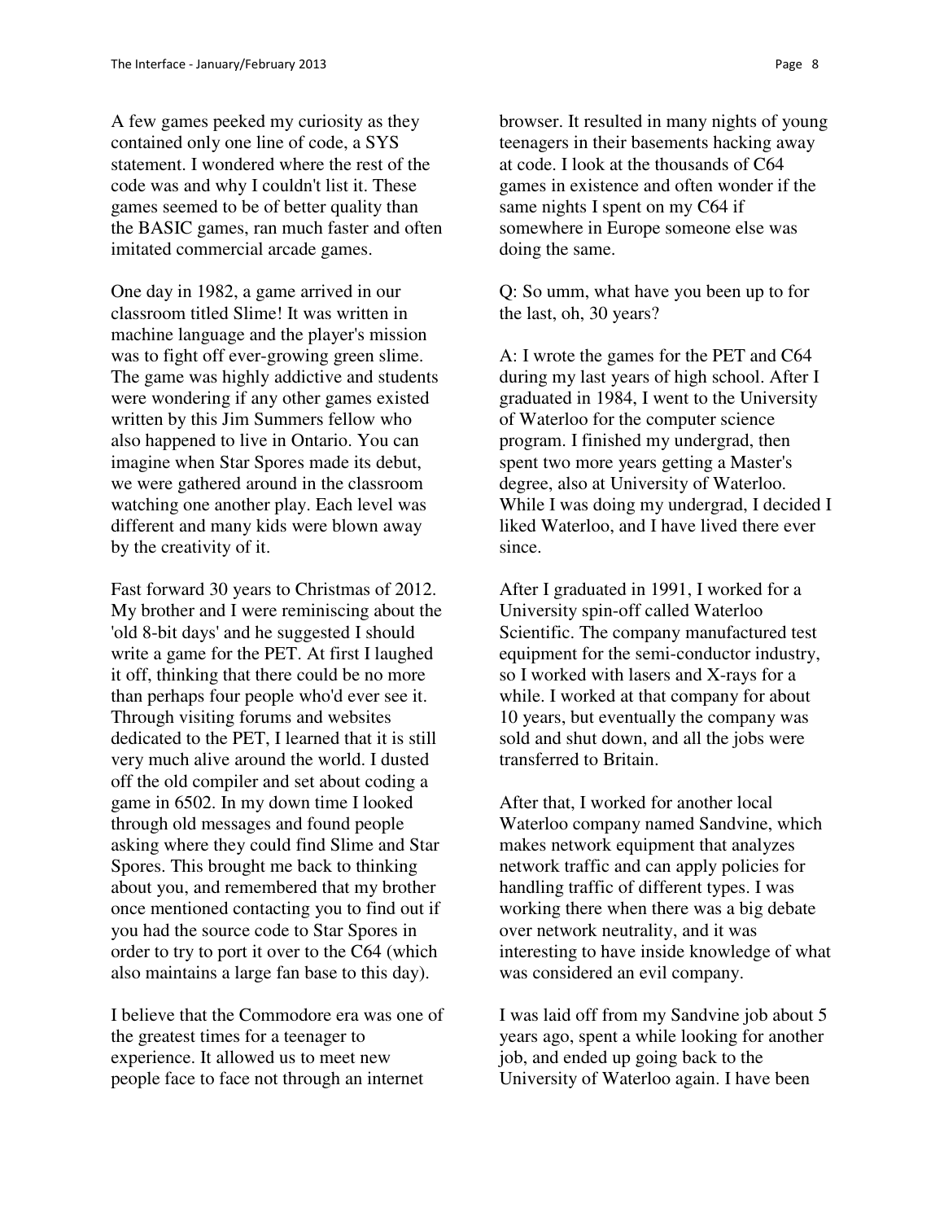A few games peeked my curiosity as they contained only one line of code, a SYS statement. I wondered where the rest of the code was and why I couldn't list it. These games seemed to be of better quality than the BASIC games, ran much faster and often imitated commercial arcade games.

One day in 1982, a game arrived in our classroom titled Slime! It was written in machine language and the player's mission was to fight off ever-growing green slime. The game was highly addictive and students were wondering if any other games existed written by this Jim Summers fellow who also happened to live in Ontario. You can imagine when Star Spores made its debut, we were gathered around in the classroom watching one another play. Each level was different and many kids were blown away by the creativity of it.

Fast forward 30 years to Christmas of 2012. My brother and I were reminiscing about the 'old 8-bit days' and he suggested I should write a game for the PET. At first I laughed it off, thinking that there could be no more than perhaps four people who'd ever see it. Through visiting forums and websites dedicated to the PET, I learned that it is still very much alive around the world. I dusted off the old compiler and set about coding a game in 6502. In my down time I looked through old messages and found people asking where they could find Slime and Star Spores. This brought me back to thinking about you, and remembered that my brother once mentioned contacting you to find out if you had the source code to Star Spores in order to try to port it over to the C64 (which also maintains a large fan base to this day).

I believe that the Commodore era was one of the greatest times for a teenager to experience. It allowed us to meet new people face to face not through an internet browser. It resulted in many nights of young teenagers in their basements hacking away at code. I look at the thousands of C64 games in existence and often wonder if the same nights I spent on my C64 if somewhere in Europe someone else was doing the same.

Q: So umm, what have you been up to for the last, oh, 30 years?

A: I wrote the games for the PET and C64 during my last years of high school. After I graduated in 1984, I went to the University of Waterloo for the computer science program. I finished my undergrad, then spent two more years getting a Master's degree, also at University of Waterloo. While I was doing my undergrad, I decided I liked Waterloo, and I have lived there ever since.

After I graduated in 1991, I worked for a University spin-off called Waterloo Scientific. The company manufactured test equipment for the semi-conductor industry, so I worked with lasers and X-rays for a while. I worked at that company for about 10 years, but eventually the company was sold and shut down, and all the jobs were transferred to Britain.

After that, I worked for another local Waterloo company named Sandvine, which makes network equipment that analyzes network traffic and can apply policies for handling traffic of different types. I was working there when there was a big debate over network neutrality, and it was interesting to have inside knowledge of what was considered an evil company.

I was laid off from my Sandvine job about 5 years ago, spent a while looking for another job, and ended up going back to the University of Waterloo again. I have been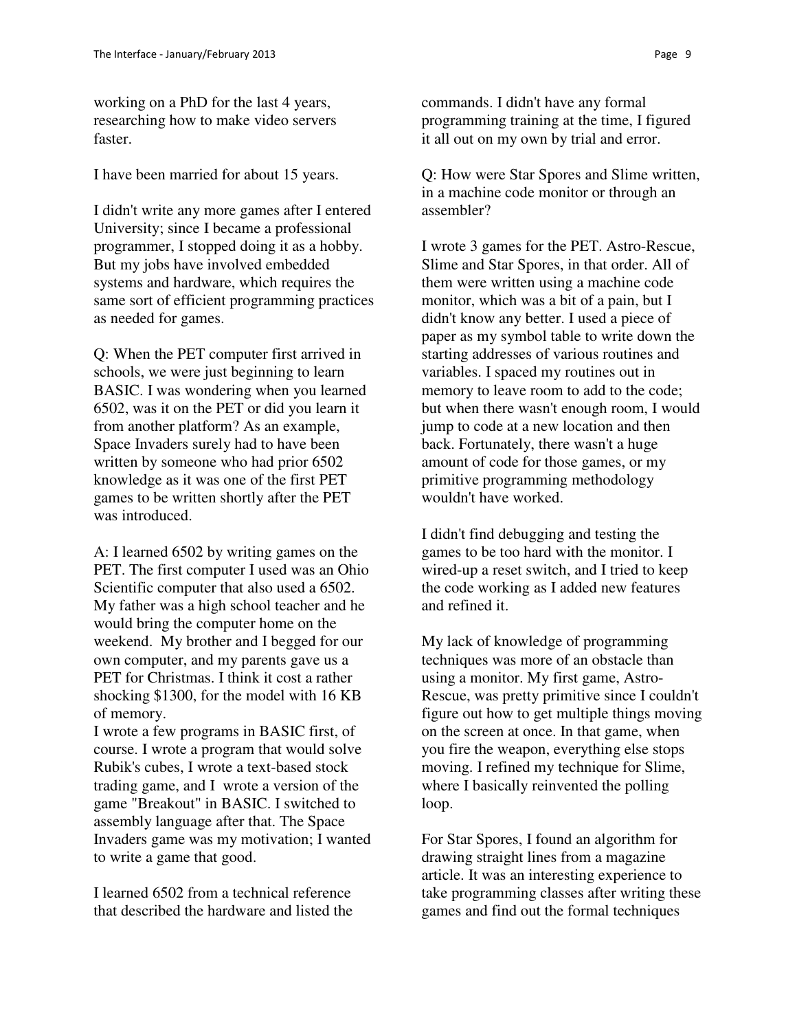working on a PhD for the last 4 years, researching how to make video servers faster.

I have been married for about 15 years.

I didn't write any more games after I entered University; since I became a professional programmer, I stopped doing it as a hobby. But my jobs have involved embedded systems and hardware, which requires the same sort of efficient programming practices as needed for games.

Q: When the PET computer first arrived in schools, we were just beginning to learn BASIC. I was wondering when you learned 6502, was it on the PET or did you learn it from another platform? As an example, Space Invaders surely had to have been written by someone who had prior 6502 knowledge as it was one of the first PET games to be written shortly after the PET was introduced.

A: I learned 6502 by writing games on the PET. The first computer I used was an Ohio Scientific computer that also used a 6502. My father was a high school teacher and he would bring the computer home on the weekend. My brother and I begged for our own computer, and my parents gave us a PET for Christmas. I think it cost a rather shocking $1300, for the model with 16 KB of memory.

I wrote a few programs in BASIC first, of course. I wrote a program that would solve Rubik's cubes, I wrote a text-based stock trading game, and I wrote a version of the game "Breakout" in BASIC. I switched to assembly language after that. The Space Invaders game was my motivation; I wanted to write a game that good.

I learned 6502 from a technical reference that described the hardware and listed the commands. I didn't have any formal programming training at the time, I figured it all out on my own by trial and error.

Q: How were Star Spores and Slime written, in a machine code monitor or through an assembler?

I wrote 3 games for the PET. Astro-Rescue, Slime and Star Spores, in that order. All of them were written using a machine code monitor, which was a bit of a pain, but I didn't know any better. I used a piece of paper as my symbol table to write down the starting addresses of various routines and variables. I spaced my routines out in memory to leave room to add to the code; but when there wasn't enough room, I would jump to code at a new location and then back. Fortunately, there wasn't a huge amount of code for those games, or my primitive programming methodology wouldn't have worked.

I didn't find debugging and testing the games to be too hard with the monitor. I wired-up a reset switch, and I tried to keep the code working as I added new features and refined it.

My lack of knowledge of programming techniques was more of an obstacle than using a monitor. My first game, Astro-Rescue, was pretty primitive since I couldn't figure out how to get multiple things moving on the screen at once. In that game, when you fire the weapon, everything else stops moving. I refined my technique for Slime, where I basically reinvented the polling loop.

For Star Spores, I found an algorithm for drawing straight lines from a magazine article. It was an interesting experience to take programming classes after writing these games and find out the formal techniques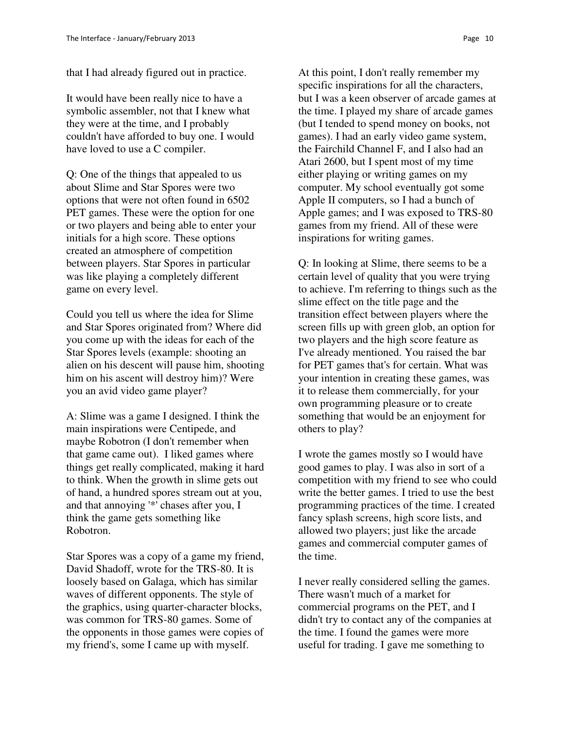that I had already figured out in practice.

It would have been really nice to have a symbolic assembler, not that I knew what they were at the time, and I probably couldn't have afforded to buy one. I would have loved to use a C compiler.

Q: One of the things that appealed to us about Slime and Star Spores were two options that were not often found in 6502 PET games. These were the option for one or two players and being able to enter your initials for a high score. These options created an atmosphere of competition between players. Star Spores in particular was like playing a completely different game on every level.

Could you tell us where the idea for Slime and Star Spores originated from? Where did you come up with the ideas for each of the Star Spores levels (example: shooting an alien on his descent will pause him, shooting him on his ascent will destroy him)? Were you an avid video game player?

A: Slime was a game I designed. I think the main inspirations were Centipede, and maybe Robotron (I don't remember when that game came out). I liked games where things get really complicated, making it hard to think. When the growth in slime gets out of hand, a hundred spores stream out at you, and that annoying '*' chases after you, I think the game gets something like Robotron.

Star Spores was a copy of a game my friend, David Shadoff, wrote for the TRS-80. It is loosely based on Galaga, which has similar waves of different opponents. The style of the graphics, using quarter-character blocks, was common for TRS-80 games. Some of the opponents in those games were copies of my friend's, some I came up with myself.

At this point, I don't really remember my specific inspirations for all the characters, but I was a keen observer of arcade games at the time. I played my share of arcade games (but I tended to spend money on books, not games). I had an early video game system, the Fairchild Channel F, and I also had an Atari 2600, but I spent most of my time either playing or writing games on my computer. My school eventually got some Apple II computers, so I had a bunch of Apple games; and I was exposed to TRS-80 games from my friend. All of these were inspirations for writing games.

Q: In looking at Slime, there seems to be a certain level of quality that you were trying to achieve. I'm referring to things such as the slime effect on the title page and the transition effect between players where the screen fills up with green glob, an option for two players and the high score feature as I've already mentioned. You raised the bar for PET games that's for certain. What was your intention in creating these games, was it to release them commercially, for your own programming pleasure or to create something that would be an enjoyment for others to play?

I wrote the games mostly so I would have good games to play. I was also in sort of a competition with my friend to see who could write the better games. I tried to use the best programming practices of the time. I created fancy splash screens, high score lists, and allowed two players; just like the arcade games and commercial computer games of the time.

I never really considered selling the games. There wasn't much of a market for commercial programs on the PET, and I didn't try to contact any of the companies at the time. I found the games were more useful for trading. I gave me something to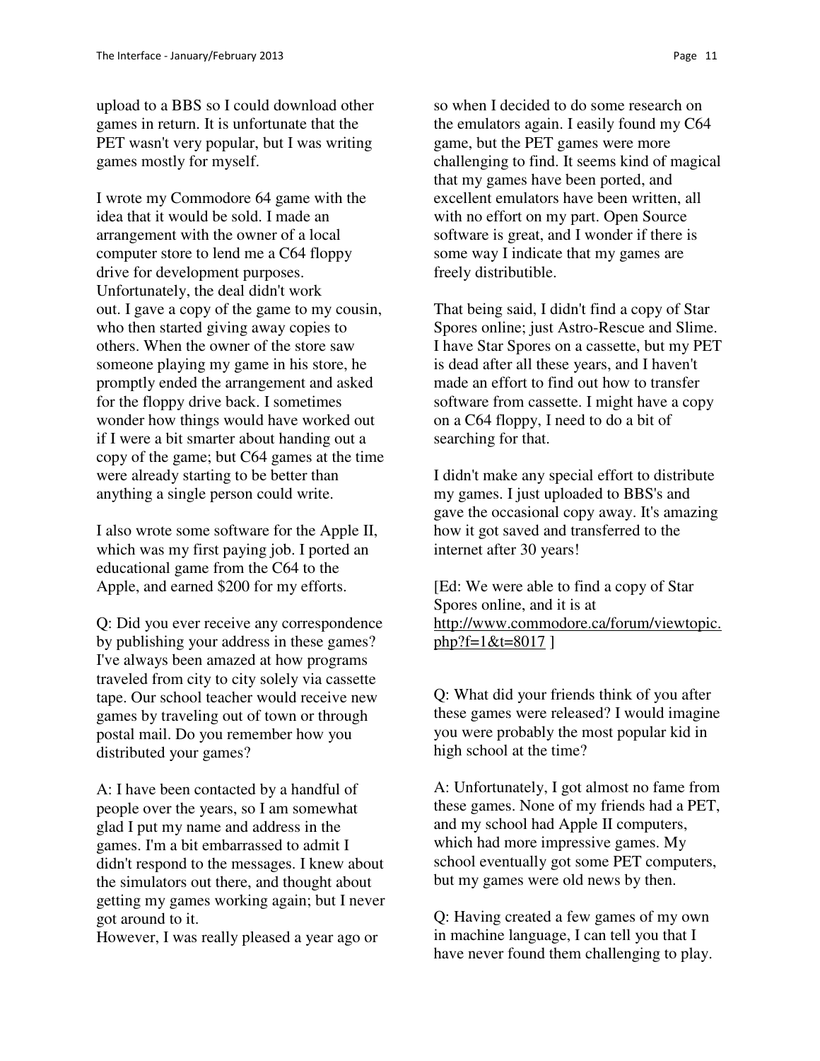upload to a BBS so I could download other games in return. It is unfortunate that the PET wasn't very popular, but I was writing games mostly for myself.

I wrote my Commodore 64 game with the idea that it would be sold. I made an arrangement with the owner of a local computer store to lend me a C64 floppy drive for development purposes. Unfortunately, the deal didn't work out. I gave a copy of the game to my cousin, who then started giving away copies to others. When the owner of the store saw someone playing my game in his store, he promptly ended the arrangement and asked for the floppy drive back. I sometimes wonder how things would have worked out if I were a bit smarter about handing out a copy of the game; but C64 games at the time were already starting to be better than anything a single person could write.

I also wrote some software for the Apple II, which was my first paying job. I ported an educational game from the C64 to the Apple, and earned $200 for my efforts.

Q: Did you ever receive any correspondence by publishing your address in these games? I've always been amazed at how programs traveled from city to city solely via cassette tape. Our school teacher would receive new games by traveling out of town or through postal mail. Do you remember how you distributed your games?

A: I have been contacted by a handful of people over the years, so I am somewhat glad I put my name and address in the games. I'm a bit embarrassed to admit I didn't respond to the messages. I knew about the simulators out there, and thought about getting my games working again; but I never got around to it.
However, I was really pleased a year ago or so when I decided to do some research on the emulators again. I easily found my C64 game, but the PET games were more challenging to find. It seems kind of magical that my games have been ported, and excellent emulators have been written, all with no effort on my part. Open Source software is great, and I wonder if there is some way I indicate that my games are freely distributible.

That being said, I didn't find a copy of Star Spores online; just Astro-Rescue and Slime. I have Star Spores on a cassette, but my PET is dead after all these years, and I haven't made an effort to find out how to transfer software from cassette. I might have a copy on a C64 floppy, I need to do a bit of searching for that.

I didn't make any special effort to distribute my games. I just uploaded to BBS's and gave the occasional copy away. It's amazing how it got saved and transferred to the internet after 30 years!

[Ed: We were able to find a copy of Star Spores online, and it is at http://www.commodore.ca/forum/viewtopic.php?f=1&t=8017 ]

Q: What did your friends think of you after these games were released? I would imagine you were probably the most popular kid in high school at the time?

A: Unfortunately, I got almost no fame from these games. None of my friends had a PET, and my school had Apple II computers, which had more impressive games. My school eventually got some PET computers, but my games were old news by then.

Q: Having created a few games of my own in machine language, I can tell you that I have never found them challenging to play.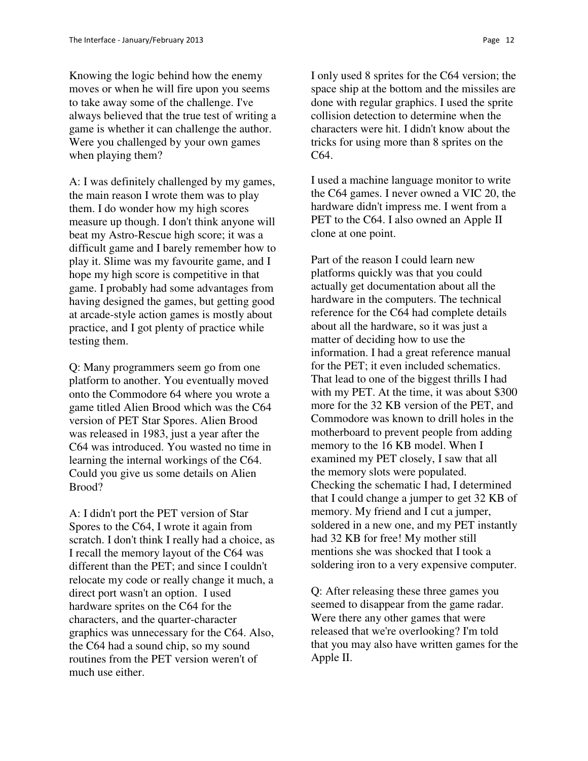Knowing the logic behind how the enemy moves or when he will fire upon you seems to take away some of the challenge. I've always believed that the true test of writing a game is whether it can challenge the author. Were you challenged by your own games when playing them?

A: I was definitely challenged by my games, the main reason I wrote them was to play them. I do wonder how my high scores measure up though. I don't think anyone will beat my Astro-Rescue high score; it was a difficult game and I barely remember how to play it. Slime was my favourite game, and I hope my high score is competitive in that game. I probably had some advantages from having designed the games, but getting good at arcade-style action games is mostly about practice, and I got plenty of practice while testing them.

Q: Many programmers seem go from one platform to another. You eventually moved onto the Commodore 64 where you wrote a game titled Alien Brood which was the C64 version of PET Star Spores. Alien Brood was released in 1983, just a year after the C64 was introduced. You wasted no time in learning the internal workings of the C64. Could you give us some details on Alien Brood?

A: I didn't port the PET version of Star Spores to the C64, I wrote it again from scratch. I don't think I really had a choice, as I recall the memory layout of the C64 was different than the PET; and since I couldn't relocate my code or really change it much, a direct port wasn't an option. I used hardware sprites on the C64 for the characters, and the quarter-character graphics was unnecessary for the C64. Also, the C64 had a sound chip, so my sound routines from the PET version weren't of much use either.

I only used 8 sprites for the C64 version; the space ship at the bottom and the missiles are done with regular graphics. I used the sprite collision detection to determine when the characters were hit. I didn't know about the tricks for using more than 8 sprites on the C64.

I used a machine language monitor to write the C64 games. I never owned a VIC 20, the hardware didn't impress me. I went from a PET to the C64. I also owned an Apple II clone at one point.

Part of the reason I could learn new platforms quickly was that you could actually get documentation about all the hardware in the computers. The technical reference for the C64 had complete details about all the hardware, so it was just a matter of deciding how to use the information. I had a great reference manual for the PET; it even included schematics. That lead to one of the biggest thrills I had with my PET. At the time, it was about $300 more for the 32 KB version of the PET, and Commodore was known to drill holes in the motherboard to prevent people from adding memory to the 16 KB model. When I examined my PET closely, I saw that all the memory slots were populated. Checking the schematic I had, I determined that I could change a jumper to get 32 KB of memory. My friend and I cut a jumper, soldered in a new one, and my PET instantly had 32 KB for free! My mother still mentions she was shocked that I took a soldering iron to a very expensive computer.

Q: After releasing these three games you seemed to disappear from the game radar. Were there any other games that were released that we're overlooking? I'm told that you may also have written games for the Apple II.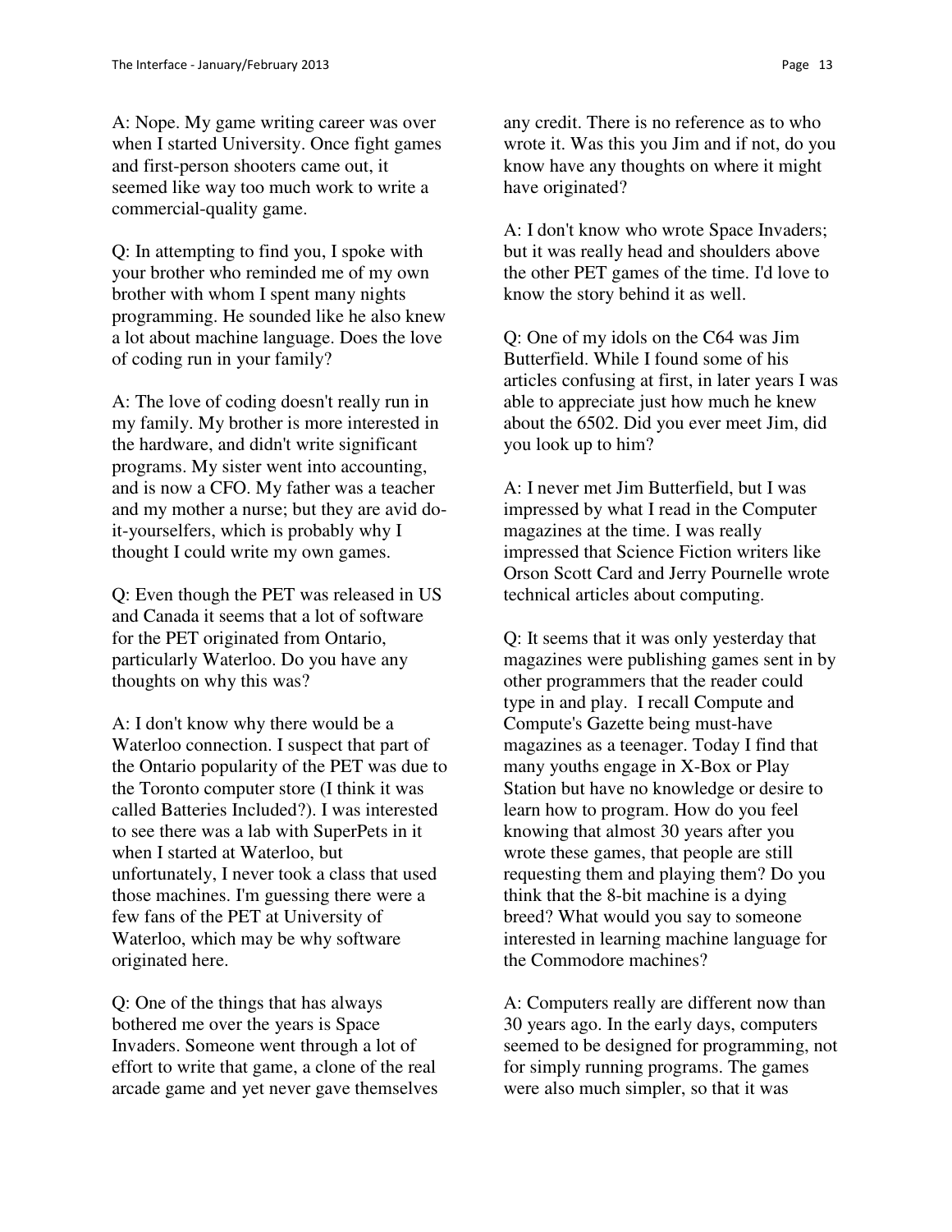A: Nope. My game writing career was over when I started University. Once fight games and first-person shooters came out, it seemed like way too much work to write a commercial-quality game.

Q: In attempting to find you, I spoke with your brother who reminded me of my own brother with whom I spent many nights programming. He sounded like he also knew a lot about machine language. Does the love of coding run in your family?

A: The love of coding doesn't really run in my family. My brother is more interested in the hardware, and didn't write significant programs. My sister went into accounting, and is now a CFO. My father was a teacher and my mother a nurse; but they are avid do-it-yourselfers, which is probably why I thought I could write my own games.

Q: Even though the PET was released in US and Canada it seems that a lot of software for the PET originated from Ontario, particularly Waterloo. Do you have any thoughts on why this was?

A: I don't know why there would be a Waterloo connection. I suspect that part of the Ontario popularity of the PET was due to the Toronto computer store (I think it was called Batteries Included?). I was interested to see there was a lab with SuperPets in it when I started at Waterloo, but unfortunately, I never took a class that used those machines. I'm guessing there were a few fans of the PET at University of Waterloo, which may be why software originated here.

Q: One of the things that has always bothered me over the years is Space Invaders. Someone went through a lot of effort to write that game, a clone of the real arcade game and yet never gave themselves any credit. There is no reference as to who wrote it. Was this you Jim and if not, do you know have any thoughts on where it might have originated?

A: I don't know who wrote Space Invaders; but it was really head and shoulders above the other PET games of the time. I'd love to know the story behind it as well.

Q: One of my idols on the C64 was Jim Butterfield. While I found some of his articles confusing at first, in later years I was able to appreciate just how much he knew about the 6502. Did you ever meet Jim, did you look up to him?

A: I never met Jim Butterfield, but I was impressed by what I read in the Computer magazines at the time. I was really impressed that Science Fiction writers like Orson Scott Card and Jerry Pournelle wrote technical articles about computing.

Q: It seems that it was only yesterday that magazines were publishing games sent in by other programmers that the reader could type in and play. I recall Compute and Compute's Gazette being must-have magazines as a teenager. Today I find that many youths engage in X-Box or Play Station but have no knowledge or desire to learn how to program. How do you feel knowing that almost 30 years after you wrote these games, that people are still requesting them and playing them? Do you think that the 8-bit machine is a dying breed? What would you say to someone interested in learning machine language for the Commodore machines?

A: Computers really are different now than 30 years ago. In the early days, computers seemed to be designed for programming, not for simply running programs. The games were also much simpler, so that it was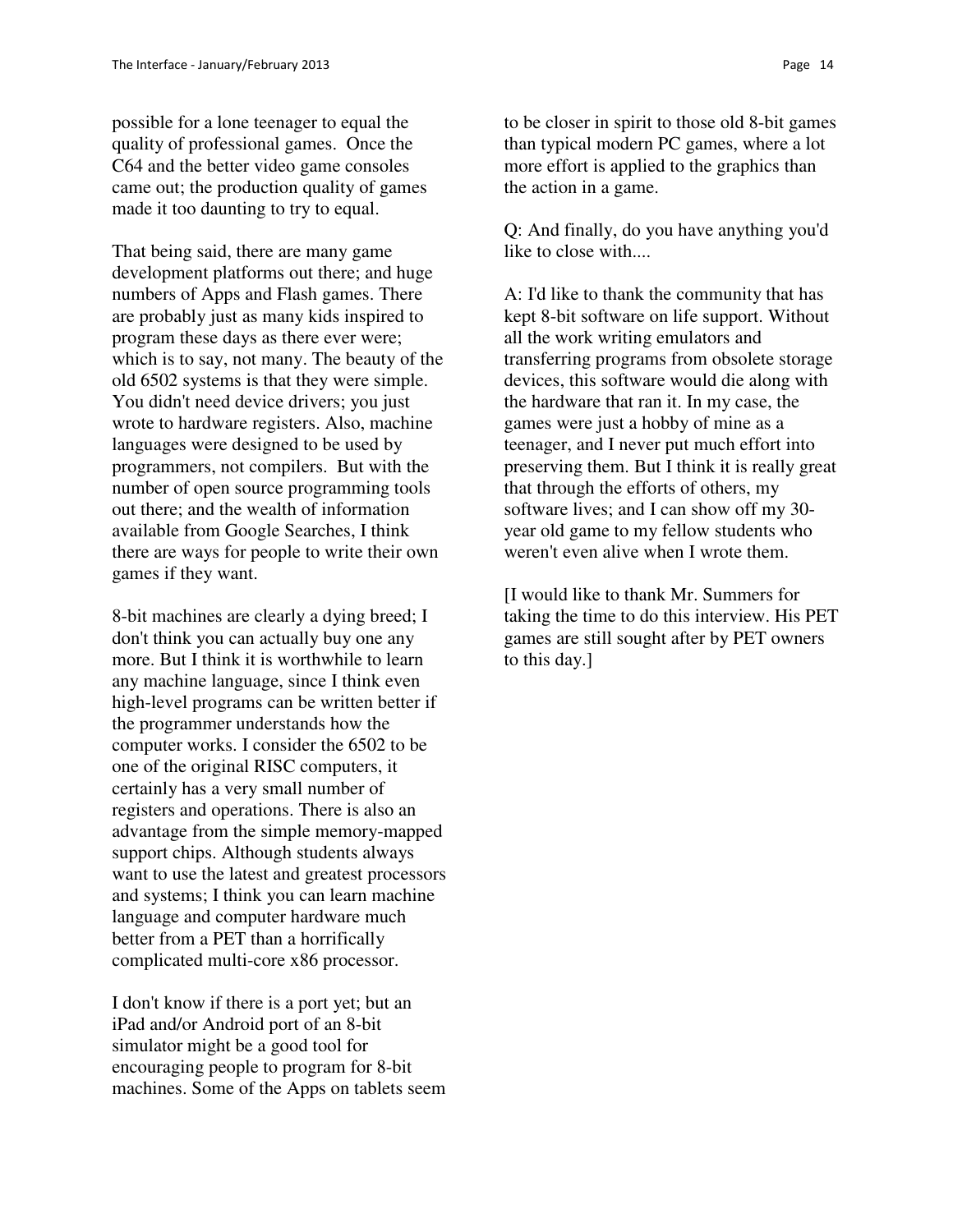possible for a lone teenager to equal the quality of professional games. Once the C64 and the better video game consoles came out; the production quality of games made it too daunting to try to equal.

That being said, there are many game development platforms out there; and huge numbers of Apps and Flash games. There are probably just as many kids inspired to program these days as there ever were; which is to say, not many. The beauty of the old 6502 systems is that they were simple. You didn't need device drivers; you just wrote to hardware registers. Also, machine languages were designed to be used by programmers, not compilers. But with the number of open source programming tools out there; and the wealth of information available from Google Searches, I think there are ways for people to write their own games if they want.

8-bit machines are clearly a dying breed; I don't think you can actually buy one any more. But I think it is worthwhile to learn any machine language, since I think even high-level programs can be written better if the programmer understands how the computer works. I consider the 6502 to be one of the original RISC computers, it certainly has a very small number of registers and operations. There is also an advantage from the simple memory-mapped support chips. Although students always want to use the latest and greatest processors and systems; I think you can learn machine language and computer hardware much better from a PET than a horrifically complicated multi-core x86 processor.

I don't know if there is a port yet; but an iPad and/or Android port of an 8-bit simulator might be a good tool for encouraging people to program for 8-bit machines. Some of the Apps on tablets seem to be closer in spirit to those old 8-bit games than typical modern PC games, where a lot more effort is applied to the graphics than the action in a game.

Q: And finally, do you have anything you'd like to close with....

A: I'd like to thank the community that has kept 8-bit software on life support. Without all the work writing emulators and transferring programs from obsolete storage devices, this software would die along with the hardware that ran it. In my case, the games were just a hobby of mine as a teenager, and I never put much effort into preserving them. But I think it is really great that through the efforts of others, my software lives; and I can show off my 30-year old game to my fellow students who weren't even alive when I wrote them.

[I would like to thank Mr. Summers for taking the time to do this interview. His PET games are still sought after by PET owners to this day.]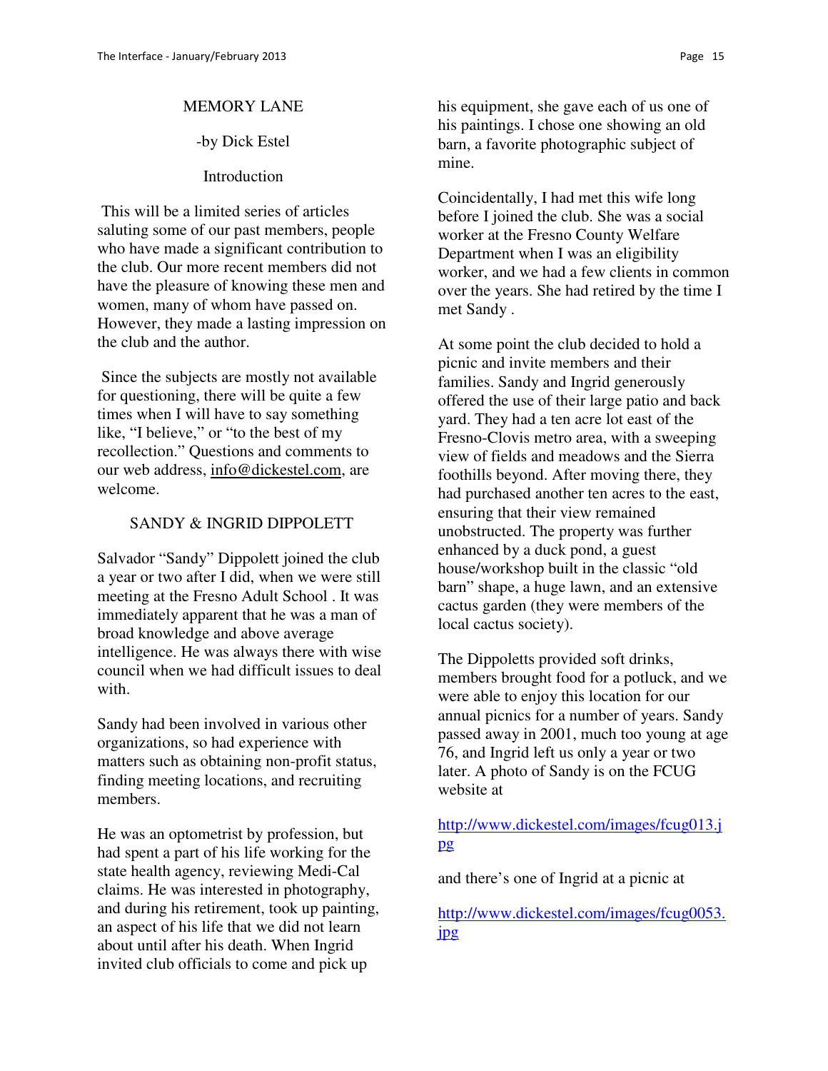## MEMORY LANE

-by Dick Estel

### Introduction

This will be a limited series of articles saluting some of our past members, people who have made a significant contribution to the club. Our more recent members did not have the pleasure of knowing these men and women, many of whom have passed on. However, they made a lasting impression on the club and the author.

Since the subjects are mostly not available for questioning, there will be quite a few times when I will have to say something like, "I believe," or "to the best of my recollection." Questions and comments to our web address, info@dickestel.com, are welcome.

### SANDY & INGRID DIPPOLETT

Salvador "Sandy" Dippolett joined the club a year or two after I did, when we were still meeting at the Fresno Adult School . It was immediately apparent that he was a man of broad knowledge and above average intelligence. He was always there with wise council when we had difficult issues to deal with.

Sandy had been involved in various other organizations, so had experience with matters such as obtaining non-profit status, finding meeting locations, and recruiting members.

He was an optometrist by profession, but had spent a part of his life working for the state health agency, reviewing Medi-Cal claims. He was interested in photography, and during his retirement, took up painting, an aspect of his life that we did not learn about until after his death. When Ingrid invited club officials to come and pick up his equipment, she gave each of us one of his paintings. I chose one showing an old barn, a favorite photographic subject of mine.

Coincidentally, I had met this wife long before I joined the club. She was a social worker at the Fresno County Welfare Department when I was an eligibility worker, and we had a few clients in common over the years. She had retired by the time I met Sandy .

At some point the club decided to hold a picnic and invite members and their families. Sandy and Ingrid generously offered the use of their large patio and back yard. They had a ten acre lot east of the Fresno-Clovis metro area, with a sweeping view of fields and meadows and the Sierra foothills beyond. After moving there, they had purchased another ten acres to the east, ensuring that their view remained unobstructed. The property was further enhanced by a duck pond, a guest house/workshop built in the classic "old barn" shape, a huge lawn, and an extensive cactus garden (they were members of the local cactus society).

The Dippoletts provided soft drinks, members brought food for a potluck, and we were able to enjoy this location for our annual picnics for a number of years. Sandy passed away in 2001, much too young at age 76, and Ingrid left us only a year or two later. A photo of Sandy is on the FCUG website at

http://www.dickestel.com/images/fcug013.jpg

and there's one of Ingrid at a picnic at

http://www.dickestel.com/images/fcug0053.jpg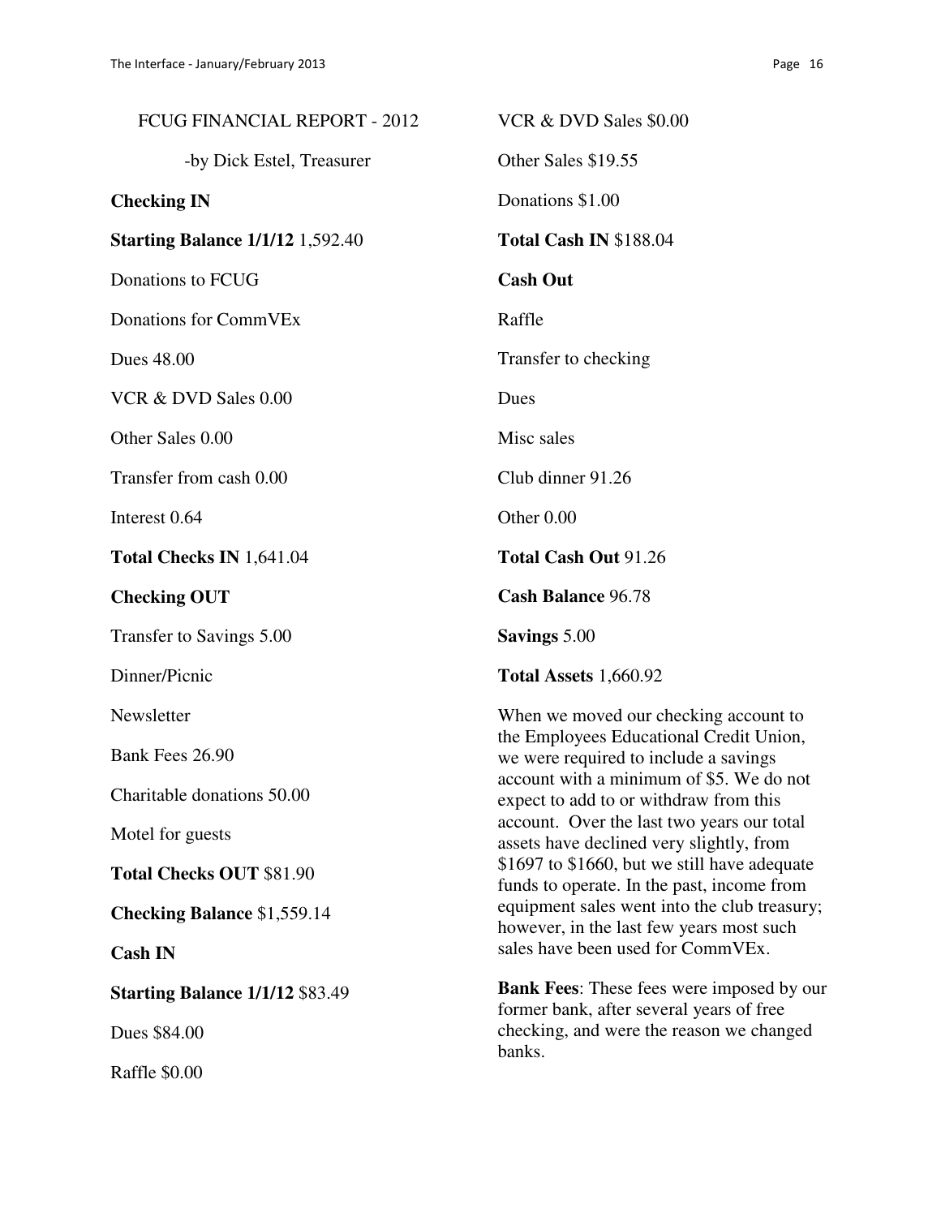FCUG FINANCIAL REPORT - 2012

-by Dick Estel, Treasurer

**Checking IN**

**Starting Balance 1/1/12** 1,592.40

Donations to FCUG

Donations for CommVEx

Dues 48.00

VCR & DVD Sales 0.00

Other Sales 0.00

Transfer from cash 0.00

Interest 0.64

**Total Checks IN** 1,641.04

**Checking OUT**

Transfer to Savings 5.00

Dinner/Picnic

Newsletter

Bank Fees 26.90

Charitable donations 50.00

Motel for guests

**Total Checks OUT** $81.90

**Checking Balance** $1,559.14

**Cash IN**

**Starting Balance 1/1/12** $83.49

Dues $84.00

Raffle $0.00

VCR & DVD Sales $0.00

Other Sales $19.55

Donations $1.00

**Total Cash IN** $188.04

**Cash Out**

Raffle

Transfer to checking

Dues

Misc sales

Club dinner 91.26

Other 0.00

**Total Cash Out** 91.26

**Cash Balance** 96.78

**Savings** 5.00

**Total Assets** 1,660.92

When we moved our checking account to the Employees Educational Credit Union, we were required to include a savings account with a minimum of $5. We do not expect to add to or withdraw from this account. Over the last two years our total assets have declined very slightly, from $1697 to $1660, but we still have adequate funds to operate. In the past, income from equipment sales went into the club treasury; however, in the last few years most such sales have been used for CommVEx.

**Bank Fees**: These fees were imposed by our former bank, after several years of free checking, and were the reason we changed banks.